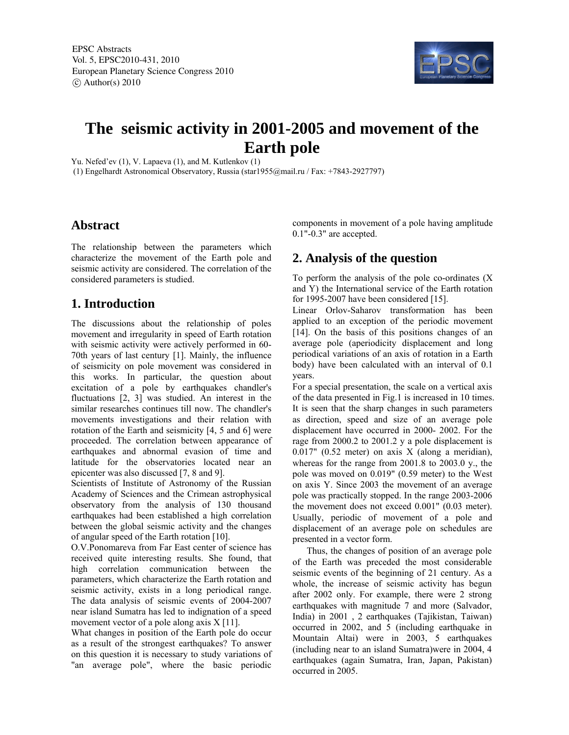# The seismic activity in 2001-2005 and movement of the Earth pole

Yu. Nefed'ev (1), V. Lapaeva (1), and M. Kutlenkov (1)

(1) Engelhardt Astronomical Observatory, Russia (star1955@mail.ru / Fax: +7843-2927797)

## Abstract

The relationship between the parameters which characterize the movement of the Earth pole and seismic activity are considered. The correlation of the considered parameters is studied.

## 1. Introduction

The discussions about the relationship of poles movement and irregularity in speed of Earth rotation with seismic activity were actively performed in 60-70th years of last century [1]. Mainly, the influence of seismicity on pole movement was considered in this works. In particular, the question about excitation of a pole by earthquakes chandler's fluctuations [2, 3] was studied. An interest in the similar researches continues till now. The chandler's movements investigations and their relation with rotation of the Earth and seismicity [4, 5 and 6] were proceeded. The correlation between appearance of earthquakes and abnormal evasion of time and latitude for the observatories located near an epicenter was also discussed [7, 8 and 9].

Scientists of Institute of Astronomy of the Russian Academy of Sciences and the Crimean astrophysical observatory from the analysis of 130 thousand earthquakes had been established a high correlation between the global seismic activity and the changes of angular speed of the Earth rotation [10].

O.V.Ponomareva from Far East center of science has received quite interesting results. She found, that high correlation communication between the parameters, which characterize the Earth rotation and seismic activity, exists in a long periodical range. The data analysis of seismic events of 2004-2007 near island Sumatra has led to indignation of a speed movement vector of a pole along axis X [11].

What changes in position of the Earth pole do occur as a result of the strongest earthquakes? To answer on this question it is necessary to study variations of "an average pole", where the basic periodic components in movement of a pole having amplitude 0.1"-0.3" are accepted.

## 2. Analysis of the question

To perform the analysis of the pole co-ordinates (X and Y) the International service of the Earth rotation for 1995-2007 have been considered [15].

Linear Orlov-Saharov transformation has been applied to an exception of the periodic movement [14]. On the basis of this positions changes of an average pole (aperiodicity displacement and long periodical variations of an axis of rotation in a Earth body) have been calculated with an interval of 0.1 years.

For a special presentation, the scale on a vertical axis of the data presented in Fig.1 is increased in 10 times. It is seen that the sharp changes in such parameters as direction, speed and size of an average pole displacement have occurred in 2000- 2002. For the rage from 2000.2 to 2001.2 y a pole displacement is 0.017" (0.52 meter) on axis X (along a meridian), whereas for the range from 2001.8 to 2003.0 y., the pole was moved on 0.019" (0.59 meter) to the West on axis Y. Since 2003 the movement of an average pole was practically stopped. In the range 2003-2006 the movement does not exceed 0.001" (0.03 meter). Usually, periodic of movement of a pole and displacement of an average pole on schedules are presented in a vector form.

Thus, the changes of position of an average pole of the Earth was preceded the most considerable seismic events of the beginning of 21 century. As a whole, the increase of seismic activity has begun after 2002 only. For example, there were 2 strong earthquakes with magnitude 7 and more (Salvador, India) in 2001 , 2 earthquakes (Tajikistan, Taiwan) occurred in 2002, and 5 (including earthquake in Mountain Altai) were in 2003, 5 earthquakes (including near to an island Sumatra)were in 2004, 4 earthquakes (again Sumatra, Iran, Japan, Pakistan) occurred in 2005.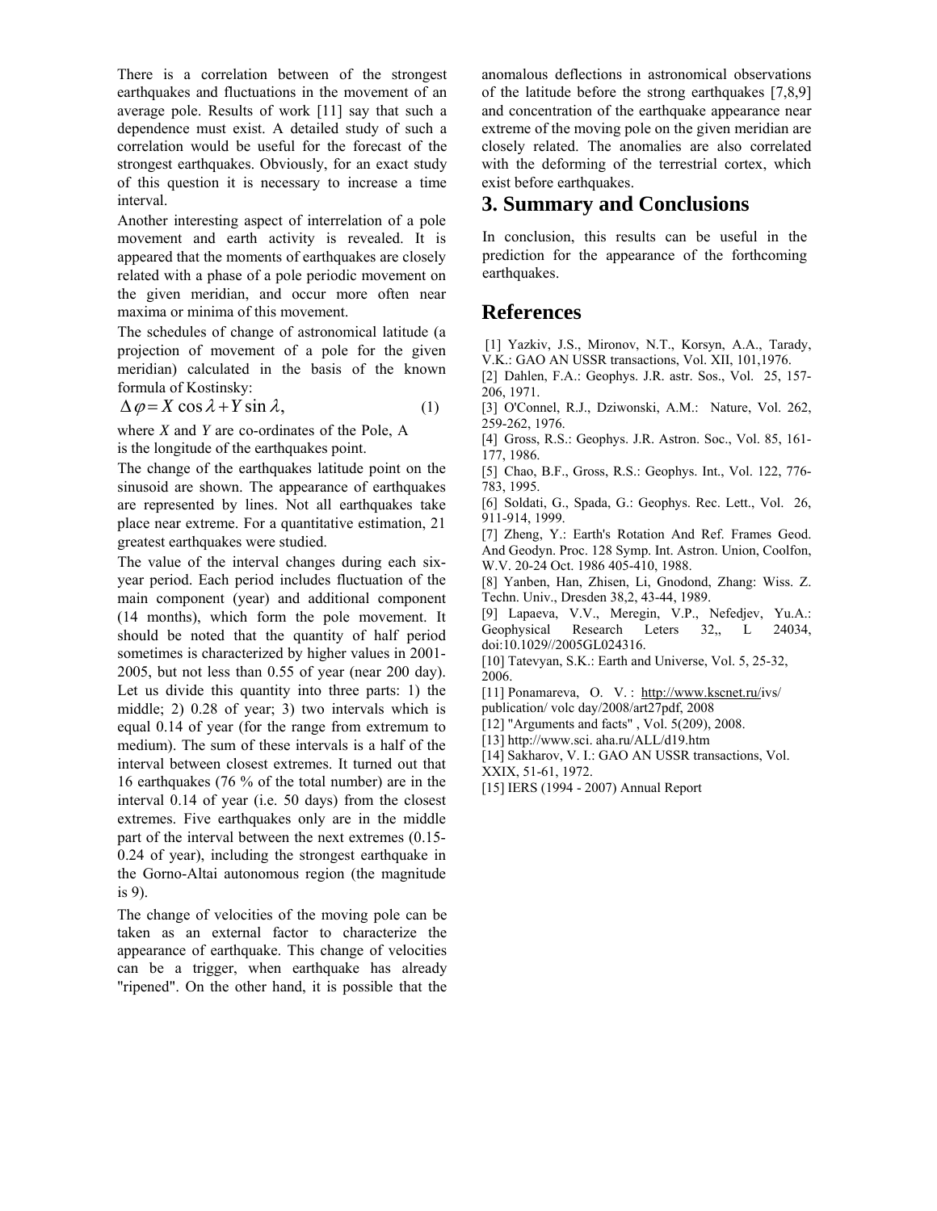There is a correlation between of the strongest earthquakes and fluctuations in the movement of an average pole. Results of work [11] say that such a dependence must exist. A detailed study of such a correlation would be useful for the forecast of the strongest earthquakes. Obviously, for an exact study of this question it is necessary to increase a time interval.

Another interesting aspect of interrelation of a pole movement and earth activity is revealed. It is appeared that the moments of earthquakes are closely related with a phase of a pole periodic movement on the given meridian, and occur more often near maxima or minima of this movement.

The schedules of change of astronomical latitude (a projection of movement of a pole for the given meridian) calculated in the basis of the known formula of Kostinsky:

$$\Delta\varphi = X\cos\lambda + Y\sin\lambda, \qquad (1)$$

where $X$ and $Y$ are co-ordinates of the Pole, A is the longitude of the earthquakes point.

The change of the earthquakes latitude point on the sinusoid are shown. The appearance of earthquakes are represented by lines. Not all earthquakes take place near extreme. For a quantitative estimation, 21 greatest earthquakes were studied.

The value of the interval changes during each six-year period. Each period includes fluctuation of the main component (year) and additional component (14 months), which form the pole movement. It should be noted that the quantity of half period sometimes is characterized by higher values in 2001-2005, but not less than 0.55 of year (near 200 day). Let us divide this quantity into three parts: 1) the middle; 2) 0.28 of year; 3) two intervals which is equal 0.14 of year (for the range from extremum to medium). The sum of these intervals is a half of the interval between closest extremes. It turned out that 16 earthquakes (76 % of the total number) are in the interval 0.14 of year (i.e. 50 days) from the closest extremes. Five earthquakes only are in the middle part of the interval between the next extremes (0.15-0.24 of year), including the strongest earthquake in the Gorno-Altai autonomous region (the magnitude is 9).

The change of velocities of the moving pole can be taken as an external factor to characterize the appearance of earthquake. This change of velocities can be a trigger, when earthquake has already "ripened". On the other hand, it is possible that the anomalous deflections in astronomical observations of the latitude before the strong earthquakes [7,8,9] and concentration of the earthquake appearance near extreme of the moving pole on the given meridian are closely related. The anomalies are also correlated with the deforming of the terrestrial cortex, which exist before earthquakes.

## 3. Summary and Conclusions

In conclusion, this results can be useful in the prediction for the appearance of the forthcoming earthquakes.

## References

[1] Yazkiv, J.S., Mironov, N.T., Korsyn, A.A., Tarady, V.K.: GAO AN USSR transactions, Vol. XII, 101,1976.

[2] Dahlen, F.A.: Geophys. J.R. astr. Sos., Vol. 25, 157-206, 1971.

[3] O'Connel, R.J., Dziwonski, A.M.: Nature, Vol. 262, 259-262, 1976.

[4] Gross, R.S.: Geophys. J.R. Astron. Soc., Vol. 85, 161-177, 1986.

[5] Chao, B.F., Gross, R.S.: Geophys. Int., Vol. 122, 776-783, 1995.

[6] Soldati, G., Spada, G.: Geophys. Rec. Lett., Vol. 26, 911-914, 1999.

[7] Zheng, Y.: Earth's Rotation And Ref. Frames Geod. And Geodyn. Proc. 128 Symp. Int. Astron. Union, Coolfon, W.V. 20-24 Oct. 1986 405-410, 1988.

[8] Yanben, Han, Zhisen, Li, Gnodond, Zhang: Wiss. Z. Techn. Univ., Dresden 38,2, 43-44, 1989.

[9] Lapaeva, V.V., Meregin, V.P., Nefedjev, Yu.A.: Geophysical Research Leters 32,, L 24034, doi:10.1029//2005GL024316.

[10] Tatevyan, S.K.: Earth and Universe, Vol. 5, 25-32, 2006.

[11] Ponamareva, O. V. : http://www.kscnet.ru/ivs/ publication/ volc day/2008/art27pdf, 2008

[12] "Arguments and facts" , Vol. 5(209), 2008.

[13] http://www.sci. aha.ru/ALL/d19.htm

[14] Sakharov, V. I.: GAO AN USSR transactions, Vol. XXIX, 51-61, 1972.

[15] IERS (1994 - 2007) Annual Report